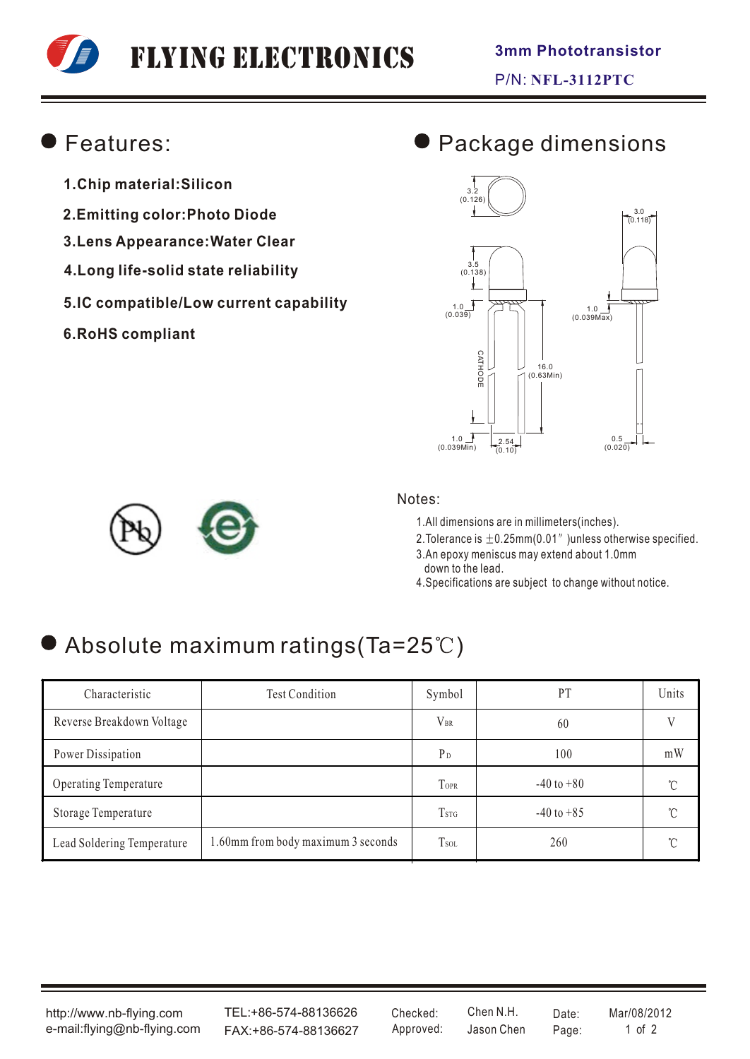# FLYING ELECTRONICS

**3mm Phototransistor**

P/N: **NFL-3112PTC**

## Features:

1. **Chip material:Silicon**
2. **Emitting color:Photo Diode**
3. **Lens Appearance:Water Clear**
4. **Long life-solid state reliability**
5. **IC compatible/Low current capability**
6. **RoHS compliant**

## Package dimensions

3.2 (0.126)

3.0 (0.118)

3.5 (0.138)

1.0 (0.039)

1.0 (0.039Max)

CATHODE

16.0 (0.63Min)

1.0 (0.039Min)

2.54 (0.10)

0.5 (0.020)

Notes:

1. All dimensions are in millimeters(inches).
2. Tolerance is ±0.25mm(0.01″)unless otherwise specified.
3. An epoxy meniscus may extend about 1.0mm down to the lead.
4. Specifications are subject to change without notice.

## Absolute maximum ratings(Ta=25℃)

| Characteristic | Test Condition | Symbol | PT | Units |
|---|---|---|---|---|
| Reverse Breakdown Voltage | | $V_{BR}$ | 60 | V |
| Power Dissipation | | $P_D$ | 100 | mW |
| Operating Temperature | | $T_{OPR}$ | -40 to +80 | ℃ |
| Storage Temperature | | $T_{STG}$ | -40 to +85 | ℃ |
| Lead Soldering Temperature | 1.60mm from body maximum 3 seconds | $T_{SOL}$ | 260 | ℃ |

http://www.nb-flying.com
e-mail:flying@nb-flying.com

TEL:+86-574-88136626
FAX:+86-574-88136627

Checked: Chen N.H.
Approved: Jason Chen

Date: Mar/08/2012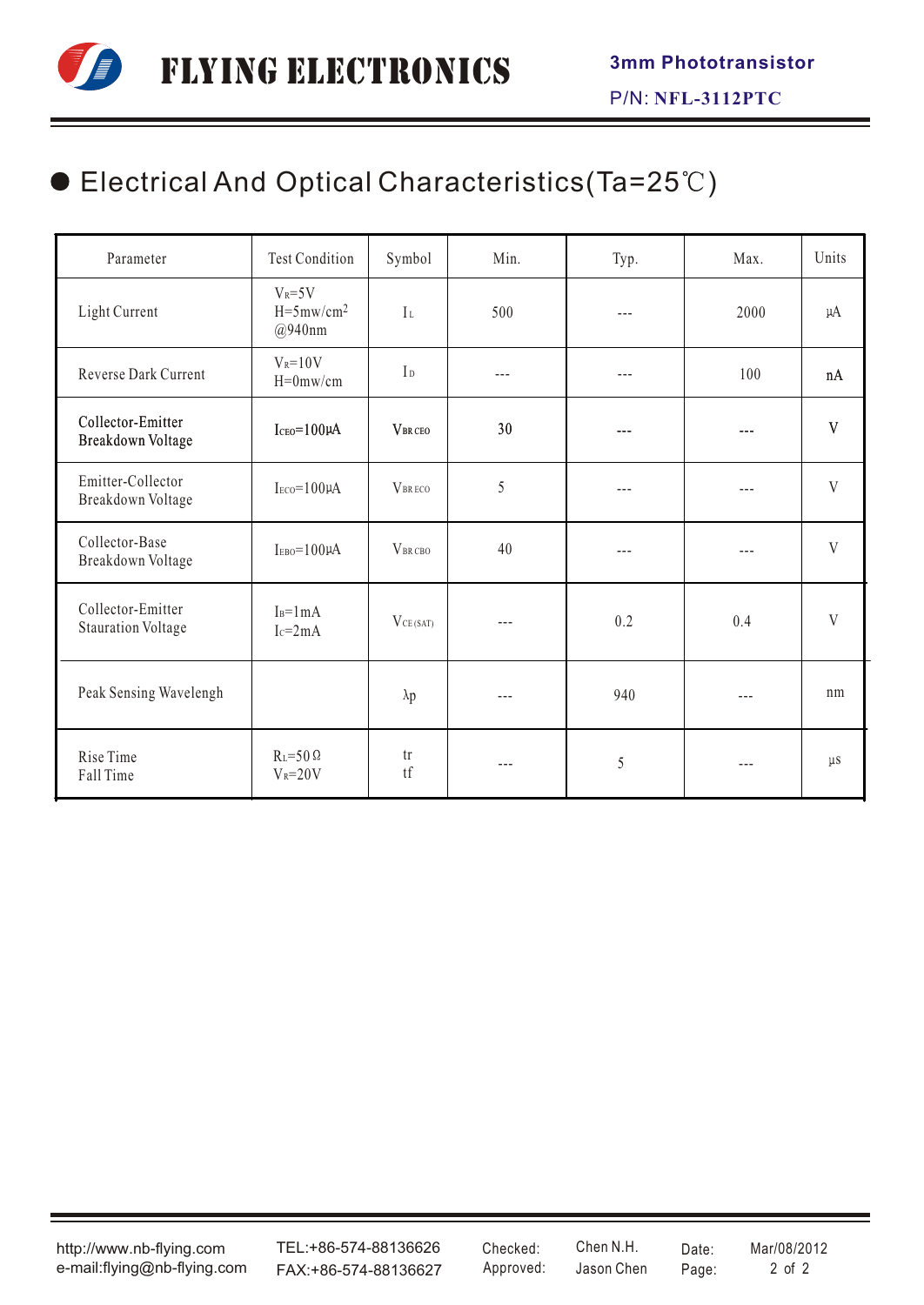# Electrical And Optical Characteristics(Ta=25℃)

| Parameter | Test Condition | Symbol | Min. | Typ. | Max. | Units |
|---|---|---|---|---|---|---|
| Light Current | $V_R$=5V<br>H=5mw/cm$^2$<br>@940nm | $I_L$ | 500 | --- | 2000 | μA |
| Reverse Dark Current | $V_R$=10V<br>H=0mw/cm | $I_D$ | --- | --- | 100 | nA |
| Collector-Emitter Breakdown Voltage | $I_{CEO}$=100μA | $V_{BR\,CEO}$ | 30 | --- | --- | V |
| Emitter-Collector Breakdown Voltage | $I_{ECO}$=100μA | $V_{BR\,ECO}$ | 5 | --- | --- | V |
| Collector-Base Breakdown Voltage | $I_{EBO}$=100μA | $V_{BR\,CBO}$ | 40 | --- | --- | V |
| Collector-Emitter Stauration Voltage | $I_B$=1mA<br>$I_C$=2mA | $V_{CE(SAT)}$ | --- | 0.2 | 0.4 | V |
| Peak Sensing Wavelengh | | λp | --- | 940 | --- | nm |
| Rise Time<br>Fall Time | $R_L$=50Ω<br>$V_R$=20V | tr<br>tf | --- | 5 | --- | μs |

http://www.nb-flying.com
e-mail:flying@nb-flying.com

TEL:+86-574-88136626
FAX:+86-574-88136627

Checked: Chen N.H.
Approved: Jason Chen

Date: Mar/08/2012